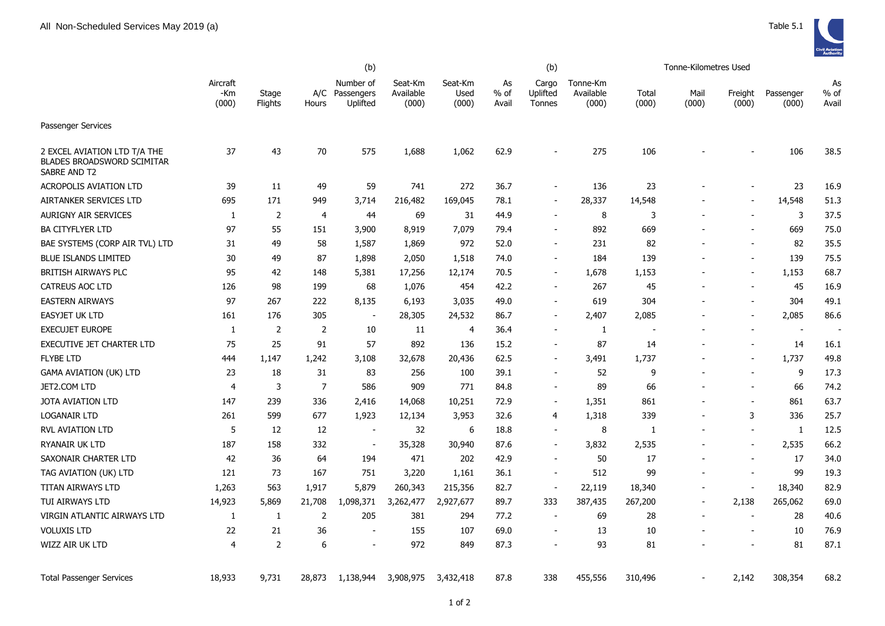All Non-Scheduled Services May 2019 (a)

Table 5.1

| | Aircraft -Km (000) | Stage Flights | A/C Hours | (b) Number of Passengers Uplifted | Seat-Km Available (000) | Seat-Km Used (000) | As % of Avail | (b) Cargo Uplifted Tonnes | Tonne-Km Available (000) | Tonne-Kilometres Used Total (000) | Mail (000) | Freight (000) | Passenger (000) | As % of Avail |
|---|---|---|---|---|---|---|---|---|---|---|---|---|---|---|
| Passenger Services | | | | | | | | | | | | | | |
| 2 EXCEL AVIATION LTD T/A THE BLADES BROADSWORD SCIMITAR SABRE AND T2 | 37 | 43 | 70 | 575 | 1,688 | 1,062 | 62.9 | - | 275 | 106 | - | - | 106 | 38.5 |
| ACROPOLIS AVIATION LTD | 39 | 11 | 49 | 59 | 741 | 272 | 36.7 | - | 136 | 23 | - | - | 23 | 16.9 |
| AIRTANKER SERVICES LTD | 695 | 171 | 949 | 3,714 | 216,482 | 169,045 | 78.1 | - | 28,337 | 14,548 | - | - | 14,548 | 51.3 |
| AURIGNY AIR SERVICES | 1 | 2 | 4 | 44 | 69 | 31 | 44.9 | - | 8 | 3 | - | - | 3 | 37.5 |
| BA CITYFLYER LTD | 97 | 55 | 151 | 3,900 | 8,919 | 7,079 | 79.4 | - | 892 | 669 | - | - | 669 | 75.0 |
| BAE SYSTEMS (CORP AIR TVL) LTD | 31 | 49 | 58 | 1,587 | 1,869 | 972 | 52.0 | - | 231 | 82 | - | - | 82 | 35.5 |
| BLUE ISLANDS LIMITED | 30 | 49 | 87 | 1,898 | 2,050 | 1,518 | 74.0 | - | 184 | 139 | - | - | 139 | 75.5 |
| BRITISH AIRWAYS PLC | 95 | 42 | 148 | 5,381 | 17,256 | 12,174 | 70.5 | - | 1,678 | 1,153 | - | - | 1,153 | 68.7 |
| CATREUS AOC LTD | 126 | 98 | 199 | 68 | 1,076 | 454 | 42.2 | - | 267 | 45 | - | - | 45 | 16.9 |
| EASTERN AIRWAYS | 97 | 267 | 222 | 8,135 | 6,193 | 3,035 | 49.0 | - | 619 | 304 | - | - | 304 | 49.1 |
| EASYJET UK LTD | 161 | 176 | 305 | - | 28,305 | 24,532 | 86.7 | - | 2,407 | 2,085 | - | - | 2,085 | 86.6 |
| EXECUJET EUROPE | 1 | 2 | 2 | 10 | 11 | 4 | 36.4 | - | 1 | - | - | - | - | - |
| EXECUTIVE JET CHARTER LTD | 75 | 25 | 91 | 57 | 892 | 136 | 15.2 | - | 87 | 14 | - | - | 14 | 16.1 |
| FLYBE LTD | 444 | 1,147 | 1,242 | 3,108 | 32,678 | 20,436 | 62.5 | - | 3,491 | 1,737 | - | - | 1,737 | 49.8 |
| GAMA AVIATION (UK) LTD | 23 | 18 | 31 | 83 | 256 | 100 | 39.1 | - | 52 | 9 | - | - | 9 | 17.3 |
| JET2.COM LTD | 4 | 3 | 7 | 586 | 909 | 771 | 84.8 | - | 89 | 66 | - | - | 66 | 74.2 |
| JOTA AVIATION LTD | 147 | 239 | 336 | 2,416 | 14,068 | 10,251 | 72.9 | - | 1,351 | 861 | - | - | 861 | 63.7 |
| LOGANAIR LTD | 261 | 599 | 677 | 1,923 | 12,134 | 3,953 | 32.6 | 4 | 1,318 | 339 | - | 3 | 336 | 25.7 |
| RVL AVIATION LTD | 5 | 12 | 12 | - | 32 | 6 | 18.8 | - | 8 | 1 | - | - | 1 | 12.5 |
| RYANAIR UK LTD | 187 | 158 | 332 | - | 35,328 | 30,940 | 87.6 | - | 3,832 | 2,535 | - | - | 2,535 | 66.2 |
| SAXONAIR CHARTER LTD | 42 | 36 | 64 | 194 | 471 | 202 | 42.9 | - | 50 | 17 | - | - | 17 | 34.0 |
| TAG AVIATION (UK) LTD | 121 | 73 | 167 | 751 | 3,220 | 1,161 | 36.1 | - | 512 | 99 | - | - | 99 | 19.3 |
| TITAN AIRWAYS LTD | 1,263 | 563 | 1,917 | 5,879 | 260,343 | 215,356 | 82.7 | - | 22,119 | 18,340 | - | - | 18,340 | 82.9 |
| TUI AIRWAYS LTD | 14,923 | 5,869 | 21,708 | 1,098,371 | 3,262,477 | 2,927,677 | 89.7 | 333 | 387,435 | 267,200 | - | 2,138 | 265,062 | 69.0 |
| VIRGIN ATLANTIC AIRWAYS LTD | 1 | 1 | 2 | 205 | 381 | 294 | 77.2 | - | 69 | 28 | - | - | 28 | 40.6 |
| VOLUXIS LTD | 22 | 21 | 36 | - | 155 | 107 | 69.0 | - | 13 | 10 | - | - | 10 | 76.9 |
| WIZZ AIR UK LTD | 4 | 2 | 6 | - | 972 | 849 | 87.3 | - | 93 | 81 | - | - | 81 | 87.1 |
| Total Passenger Services | 18,933 | 9,731 | 28,873 | 1,138,944 | 3,908,975 | 3,432,418 | 87.8 | 338 | 455,556 | 310,496 | - | 2,142 | 308,354 | 68.2 |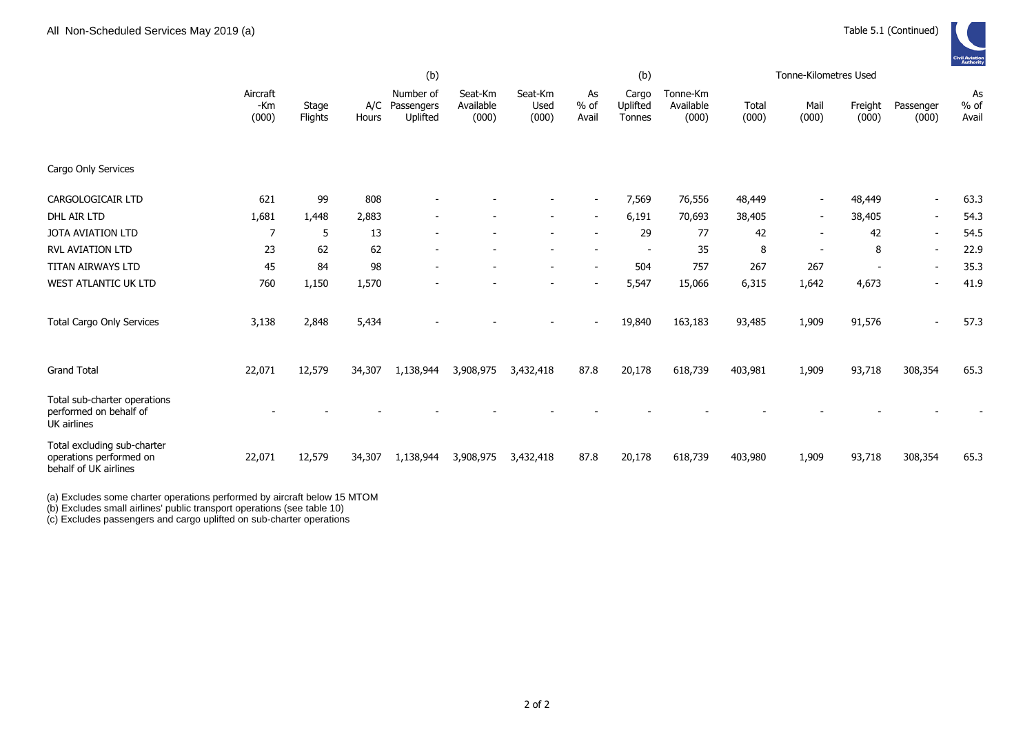All Non-Scheduled Services May 2019 (a)

Table 5.1 (Continued)

| | Aircraft -Km (000) | Stage Flights | A/C Hours | (b) Number of Passengers Uplifted | Seat-Km Available (000) | Seat-Km Used (000) | As % of Avail | (b) Cargo Uplifted Tonnes | Tonne-Km Available (000) | Tonne-Kilometres Used Total (000) | Mail (000) | Freight (000) | Passenger (000) | As % of Avail |
|---|---|---|---|---|---|---|---|---|---|---|---|---|---|---|
| Cargo Only Services | | | | | | | | | | | | | | |
| CARGOLOGICAIR LTD | 621 | 99 | 808 | - | - | - | - | 7,569 | 76,556 | 48,449 | - | 48,449 | - | 63.3 |
| DHL AIR LTD | 1,681 | 1,448 | 2,883 | - | - | - | - | 6,191 | 70,693 | 38,405 | - | 38,405 | - | 54.3 |
| JOTA AVIATION LTD | 7 | 5 | 13 | - | - | - | - | 29 | 77 | 42 | - | 42 | - | 54.5 |
| RVL AVIATION LTD | 23 | 62 | 62 | - | - | - | - | - | 35 | 8 | - | 8 | - | 22.9 |
| TITAN AIRWAYS LTD | 45 | 84 | 98 | - | - | - | - | 504 | 757 | 267 | 267 | - | - | 35.3 |
| WEST ATLANTIC UK LTD | 760 | 1,150 | 1,570 | - | - | - | - | 5,547 | 15,066 | 6,315 | 1,642 | 4,673 | - | 41.9 |
| Total Cargo Only Services | 3,138 | 2,848 | 5,434 | - | - | - | - | 19,840 | 163,183 | 93,485 | 1,909 | 91,576 | - | 57.3 |
| Grand Total | 22,071 | 12,579 | 34,307 | 1,138,944 | 3,908,975 | 3,432,418 | 87.8 | 20,178 | 618,739 | 403,981 | 1,909 | 93,718 | 308,354 | 65.3 |
| Total sub-charter operations performed on behalf of UK airlines | - | - | - | - | - | - | - | - | - | - | - | - | - | - |
| Total excluding sub-charter operations performed on behalf of UK airlines | 22,071 | 12,579 | 34,307 | 1,138,944 | 3,908,975 | 3,432,418 | 87.8 | 20,178 | 618,739 | 403,980 | 1,909 | 93,718 | 308,354 | 65.3 |

(a) Excludes some charter operations performed by aircraft below 15 MTOM

(b) Excludes small airlines' public transport operations (see table 10)

(c) Excludes passengers and cargo uplifted on sub-charter operations